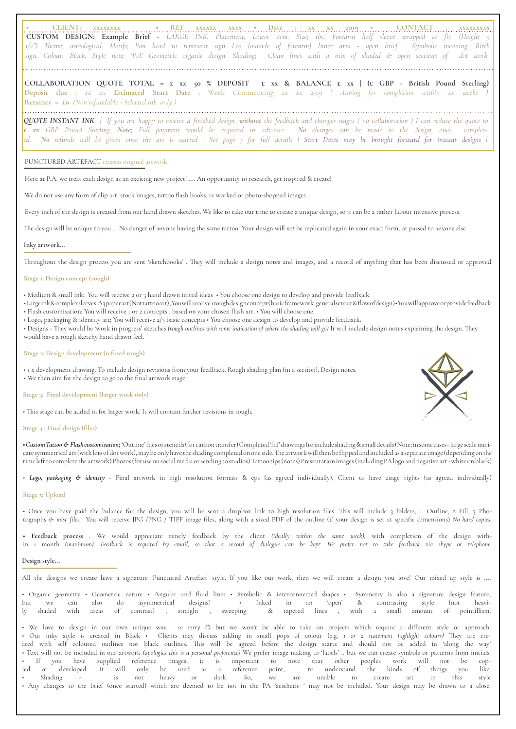• CLIENT: xxxxxxxx • REF xxxxxx xxxx • Date : xx xx 2019 • CONTACT : xxxxxxxxx

**CUSTOM DESIGN; Example Brief** - *LARGE INK. Placement; Lower arm. Size; tbc. Forearm half sleeve wrapped to fit. (Height 9 1/2") Theme; astrological. Motifs; lion head to represent sign Leo (outside of forearm) Inner arm - open brief . Symbolic meaning; Birth sign. Colour; Black. Style note; 'P.A' Geometric organic design. Shading; Clean lines with a mix of shaded & open sections of dot work.*

**COLLABORATION QUOTE TOTAL = £ xx| 50 % DEPOSIT £ xx & BALANCE £ xx | (£ GBP - British Pound Sterling)**
**Deposit due** : *xx xx* **Estimated Start Date** : Week Commencing *xx xx 2019 ( Aiming for completion within xx weeks )*
**Retainer** = **£0** *(Non refundable - Selected ink only )*

***QUOTE INSTANT INK*** *| If you are happy to receive a finished design,* ***without*** *the feedback and changes stages ( no collaboration ) I can reduce the quote to* ***£ xx*** *GBP Pound Sterling.* ***Note;*** *Full payment would be required in advance.* ***No*** *changes can be made to the design, once completed.* ***No*** *refunds will be given once the art is started . See page 3 for full details | Start Dates may be brought forward for instant designs |*

PUNCTURED ARTEFACT creates original artwork

Here at P.A, we treat each design as an exciting new project! .... An opportunity to research, get inspired & create!

We do not use any form of clip art, stock images, tattoo flash books, re worked or photo-shopped images.

Every inch of the design is created from our hand drawn sketches. We like to take our time to create a unique design, so it can be a rather labour intensive process.

The design will be unique to you ... No danger of anyone having the same tattoo! Your design will *not* be replicated again in your exact form, or passed to anyone else

**Inky artwork...**

Throughout the design process you are sent 'sketchbooks' . They will include a design notes and images, and a record of anything that has been discussed or approved.

**Stage 1: Design concept (rough)**

- Medium & small ink; You will receive 2 or 3 hand drawn initial ideas • You choose one design to develop and provide feedback.
- Large ink & complex sleeves. A3 paper art (Not tattoo art); You will receive 1 rough design concept (basic framework, general set out & flow of design) • You will approve or provide feedback.
- Flash customisation; You will receive 1 or 2 concepts , based on your chosen flash art. • You will choose one.
- Logo, packaging & identity art; You will receive 2/3 basic concepts • You choose one design to develop and provide feedback.
- Designs - They would be 'work in progress' sketches *(rough outlines with some indication of where the shading will go)* It will include design notes explaining the design. They would have a rough sketchy hand drawn feel.

**Stage 2: Design development (refined rough)**

- 1 x development drawing. To include design revisions from your feedback. Rough shading plan (in a section). Design notes.
- We then aim for the design to go to the final artwork stage

**Stage 3: Final development (larger work only)**

- This stage can be added in for larger work. It will contain further revisions in rough.

**Stage 4 : Final design (files)**

- ***Custom Tattoo & Flash customisation;*** 'Outline' files or stencils (for carbon transfer) Completed 'fill' drawings (to include shading & small details) Note; in some cases - large scale intricate symmetrical art (with lots of dot work), may be only have the shading completed on one side. The artwork will then be flipped and included as a separate image (depending on the time left to complete the artwork) Photos (for use on social media or sending to studios) Tattoo tips (notes) Presentation images (including PA logo and negative art - white on black)

- ***Logo, packaging & identity*** - Final artwork in high resolution formats & eps (as agreed individually). Client to have usage rights (as agreed individually)

**Stage 5: Upload**

- Once you have paid the balance for the design, you will be sent a dropbox link to high resolution files. This will include 3 folders; 1. Outline, 2 Fill, 3 Photographs & *misc files*. You will receive JPG /PNG / TIFF image files, along with a sized PDF of the outline (if your design is set at specific dimensions) *No hard copies*.

- **Feedback process** . We would appreciate timely feedback by the client *(ideally within the same week)*, with completion of the design within 1 month *(maximum). Feedback is required by email, so that a record of dialogue can be kept. We prefer not to take feedback via skype or telephone.*

**Design style...**

All the designs we create have a signature 'Punctured Artefact' style. If you like our work, then we will create a design you love! Our mixed up style is ....

- Organic geometry • Geometric nature • Angular and fluid lines • Symbolic & interconnected shapes • Symmetry is also a signature design feature, but we can also do asymmetrical designs! • Inked in an 'open' & contrasting style (not heavily shaded with areas of contrast) , straight , sweeping & tapered lines , with a small amount of pointillism.

- We love to design in our own unique way, *so sorry (!)* but we won't be able to take on projects which require a different style or approach.
- Our inky style is created in Black • Clients may discuss adding in small pops of colour (e.g. *1 or 2 statement highlight colours)* They are created with self coloured outlines not black outlines. This will be agreed before the design starts and should not be added in 'along the way'
- Text will not be included in our artwork *(apologies this is a personal preference)* We prefer image making to 'labels' .. but we can create symbols or patterns from initials.
- If you have supplied reference images, it is important to note that other peoples work will not be copied or developed. It will only be used as a reference point, to understand the kinds of things you like.
- Shading - is not heavy or dark. So, we are unable to create art in this style
- Any changes to the brief (once started) which are deemed to be not in the PA 'aesthetic ' may not be included. Your design may be drawn to a close.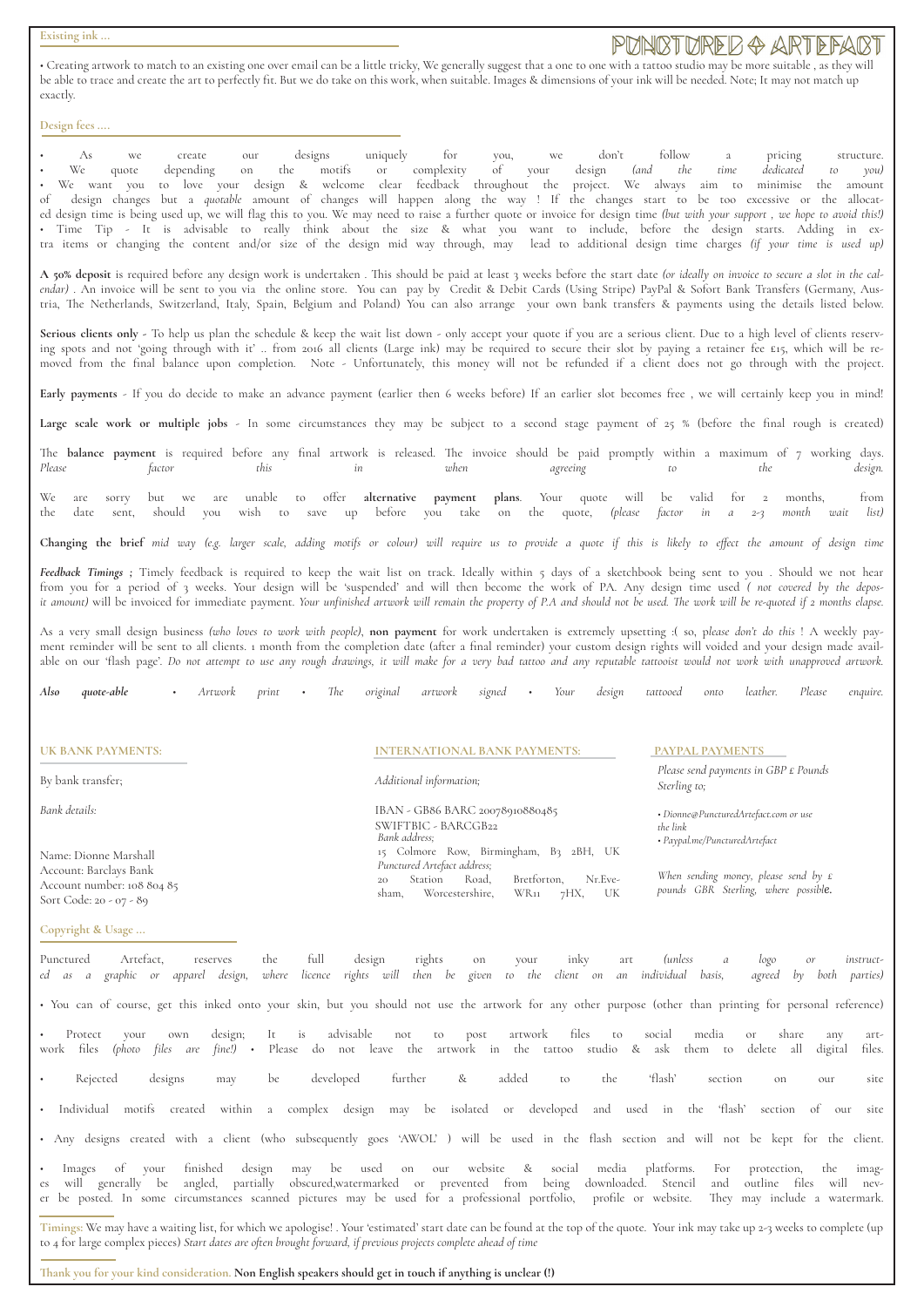PUNCTURED ♦ ARTEFACT

## Existing ink ...

• Creating artwork to match to an existing one over email can be a little tricky, We generally suggest that a one to one with a tattoo studio may be more suitable , as they will be able to trace and create the art to perfectly fit. But we do take on this work, when suitable. Images & dimensions of your ink will be needed. Note; It may not match up exactly.

## Design fees ....

- As we create our designs uniquely for you, we don't follow a pricing structure.
- We quote depending on the motifs or complexity of your design *(and the time dedicated to you)*
- We want you to love your design & welcome clear feedback throughout the project. We always aim to minimise the amount of design changes but a *quotable* amount of changes will happen along the way ! If the changes start to be too excessive or the allocated design time is being used up, we will flag this to you. We may need to raise a further quote or invoice for design time *(but with your support , we hope to avoid this!)*
- Time Tip - It is advisable to really think about the size & what you want to include, before the design starts. Adding in extra items or changing the content and/or size of the design mid way through, may lead to additional design time charges *(if your time is used up)*

**A 50% deposit** is required before any design work is undertaken . This should be paid at least 3 weeks before the start date *(or ideally on invoice to secure a slot in the calendar)* . An invoice will be sent to you via the online store. You can pay by Credit & Debit Cards (Using Stripe) PayPal & Sofort Bank Transfers (Germany, Austria, The Netherlands, Switzerland, Italy, Spain, Belgium and Poland) You can also arrange your own bank transfers & payments using the details listed below.

**Serious clients only** - To help us plan the schedule & keep the wait list down - only accept your quote if you are a serious client. Due to a high level of clients reserving spots and not 'going through with it' .. from 2016 all clients (Large ink) may be required to secure their slot by paying a retainer fee £15, which will be removed from the final balance upon completion. Note - Unfortunately, this money will not be refunded if a client does not go through with the project.

**Early payments** - If you do decide to make an advance payment (earlier then 6 weeks before) If an earlier slot becomes free , we will certainly keep you in mind!

**Large scale work or multiple jobs** - In some circumstances they may be subject to a second stage payment of 25 % (before the final rough is created)

The **balance payment** is required before any final artwork is released. The invoice should be paid promptly within a maximum of 7 working days. *Please factor this in when agreeing to the design.*

We are sorry but we are unable to offer **alternative payment plans**. Your quote will be valid for 2 months, from the date sent, should you wish to save up before you take on the quote, *(please factor in a 2-3 month wait list)*

**Changing the brief** *mid way (e.g. larger scale, adding motifs or colour) will require us to provide a quote if this is likely to effect the amount of design time*

***Feedback Timings ;*** Timely feedback is required to keep the wait list on track. Ideally within 5 days of a sketchbook being sent to you . Should we not hear from you for a period of 3 weeks. Your design will be 'suspended' and will then become the work of PA. Any design time used *( not covered by the deposit amount)* will be invoiced for immediate payment. *Your unfinished artwork will remain the property of P.A and should not be used. The work will be re-quoted if 2 months elapse.*

As a very small design business *(who loves to work with people)*, **non payment** for work undertaken is extremely upsetting :( so, p*lease don't do this* ! A weekly payment reminder will be sent to all clients. 1 month from the completion date (after a final reminder) your custom design rights will voided and your design made available on our 'flash page'. *Do not attempt to use any rough drawings, it will make for a very bad tattoo and any reputable tattooist would not work with unapproved artwork.*

***Also quote-able*** *• Artwork print • The original artwork signed • Your design tattooed onto leather. Please enquire.*

### UK BANK PAYMENTS:

By bank transfer;

*Bank details:*

Name: Dionne Marshall
Account: Barclays Bank
Account number: 108 804 85
Sort Code: 20 - 07 - 89

### INTERNATIONAL BANK PAYMENTS:

*Additional information;*

IBAN - GB86 BARC 20078910880485
SWIFTBIC - BARCGB22
*Bank address;*
15 Colmore Row, Birmingham, B3 2BH, UK
*Punctured Artefact address;*
20 Station Road, Bretforton, Nr.Evesham, Worcestershire, WR11 7HX, UK

### PAYPAL PAYMENTS

*Please send payments in GBP £ Pounds Sterling to;*

*• Dionne@PuncturedArtefact.com or use the link*
*• Paypal.me/PuncturedArtefact*

*When sending money, please send by £ pounds GBR Sterling, where possible.*

## Copyright & Usage ...

Punctured Artefact, reserves the full design rights on your inky art *(unless a logo or instructed as a graphic or apparel design, where licence rights will then be given to the client on an individual basis, agreed by both parties)*

- You can of course, get this inked onto your skin, but you should not use the artwork for any other purpose (other than printing for personal reference)
- Protect your own design; It is advisable not to post artwork files to social media or share any artwork files *(photo files are fine!)* • Please do not leave the artwork in the tattoo studio & ask them to delete all digital files.
- Rejected designs may be developed further & added to the 'flash' section on our site
- Individual motifs created within a complex design may be isolated or developed and used in the 'flash' section of our site
- Any designs created with a client (who subsequently goes 'AWOL' ) will be used in the flash section and will not be kept for the client.
- Images of your finished design may be used on our website & social media platforms. For protection, the images will generally be angled, partially obscured,watermarked or prevented from being downloaded. Stencil and outline files will never be posted. In some circumstances scanned pictures may be used for a professional portfolio, profile or website. They may include a watermark.

**Timings:** We may have a waiting list, for which we apologise! . Your 'estimated' start date can be found at the top of the quote. Your ink may take up 2-3 weeks to complete (up to 4 for large complex pieces) *Start dates are often brought forward, if previous projects complete ahead of time*

**Thank you for your kind consideration. Non English speakers should get in touch if anything is unclear (!)**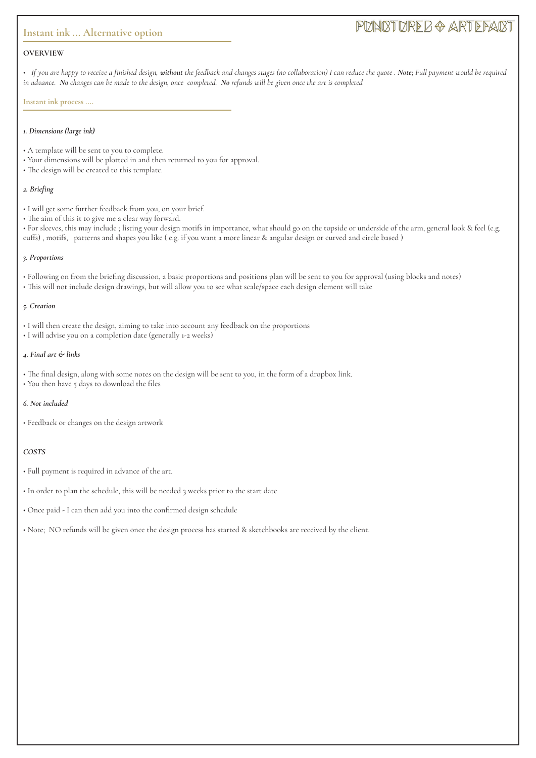## Instant ink … Alternative option

### OVERVIEW

• *If you are happy to receive a finished design, **without** the feedback and changes stages (no collaboration) I can reduce the quote . **Note;** Full payment would be required in advance. **No** changes can be made to the design, once completed. **No** refunds will be given once the art is completed*

### Instant ink process ….

*1. Dimensions (large ink)*

• A template will be sent to you to complete.
• Your dimensions will be plotted in and then returned to you for approval.
• The design will be created to this template.

*2. Briefing*

• I will get some further feedback from you, on your brief.
• The aim of this it to give me a clear way forward.
• For sleeves, this may include ; listing your design motifs in importance, what should go on the topside or underside of the arm, general look & feel (e.g. cuffs) , motifs, patterns and shapes you like ( e.g. if you want a more linear & angular design or curved and circle based )

*3. Proportions*

• Following on from the briefing discussion, a basic proportions and positions plan will be sent to you for approval (using blocks and notes)
• This will not include design drawings, but will allow you to see what scale/space each design element will take

*5. Creation*

• I will then create the design, aiming to take into account any feedback on the proportions
• I will advise you on a completion date (generally 1-2 weeks)

*4. Final art & links*

• The final design, along with some notes on the design will be sent to you, in the form of a dropbox link.
• You then have 5 days to download the files

*6. Not included*

• Feedback or changes on the design artwork

*COSTS*

• Full payment is required in advance of the art.

• In order to plan the schedule, this will be needed 3 weeks prior to the start date

• Once paid - I can then add you into the confirmed design schedule

• Note; NO refunds will be given once the design process has started & sketchbooks are received by the client.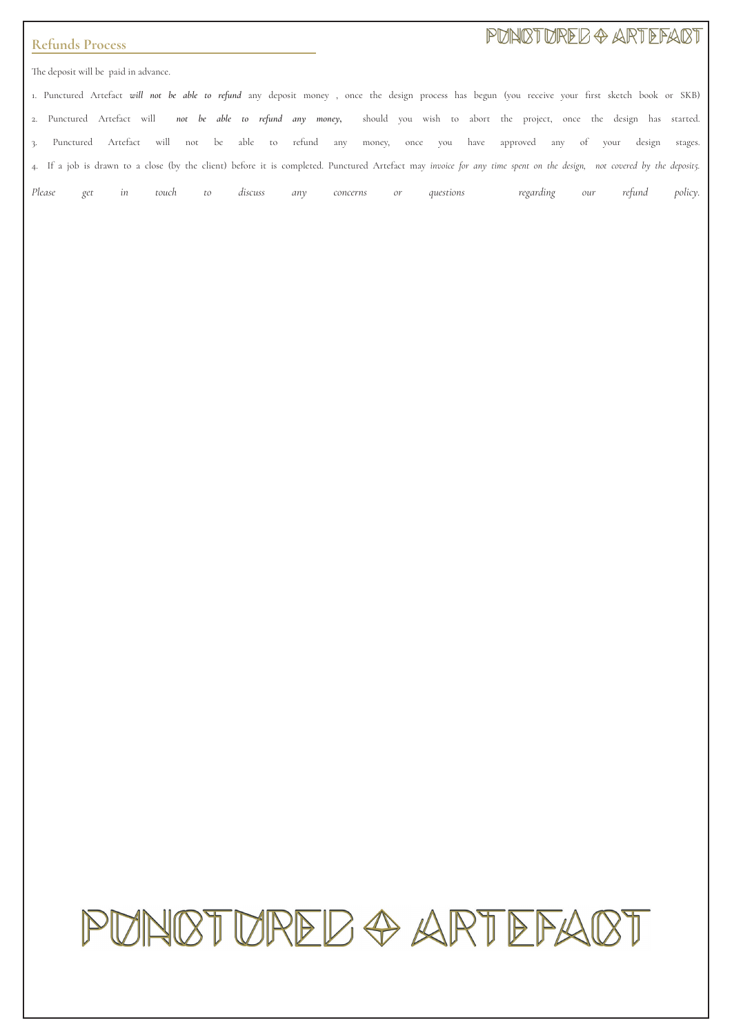## Refunds Process

The deposit will be paid in advance.

1. Punctured Artefact ***will not be able to refund*** any deposit money , once the design process has begun (you receive your first sketch book or SKB)
2. Punctured Artefact will ***not be able to refund any money,*** should you wish to abort the project, once the design has started.
3. Punctured Artefact will not be able to refund any money, once you have approved any of your design stages.
4. If a job is drawn to a close (by the client) before it is completed. Punctured Artefact may *invoice for any time spent on the design, not covered by the deposit5.*

*Please get in touch to discuss any concerns or questions regarding our refund policy.*

PUNCTURED ARTEFACT